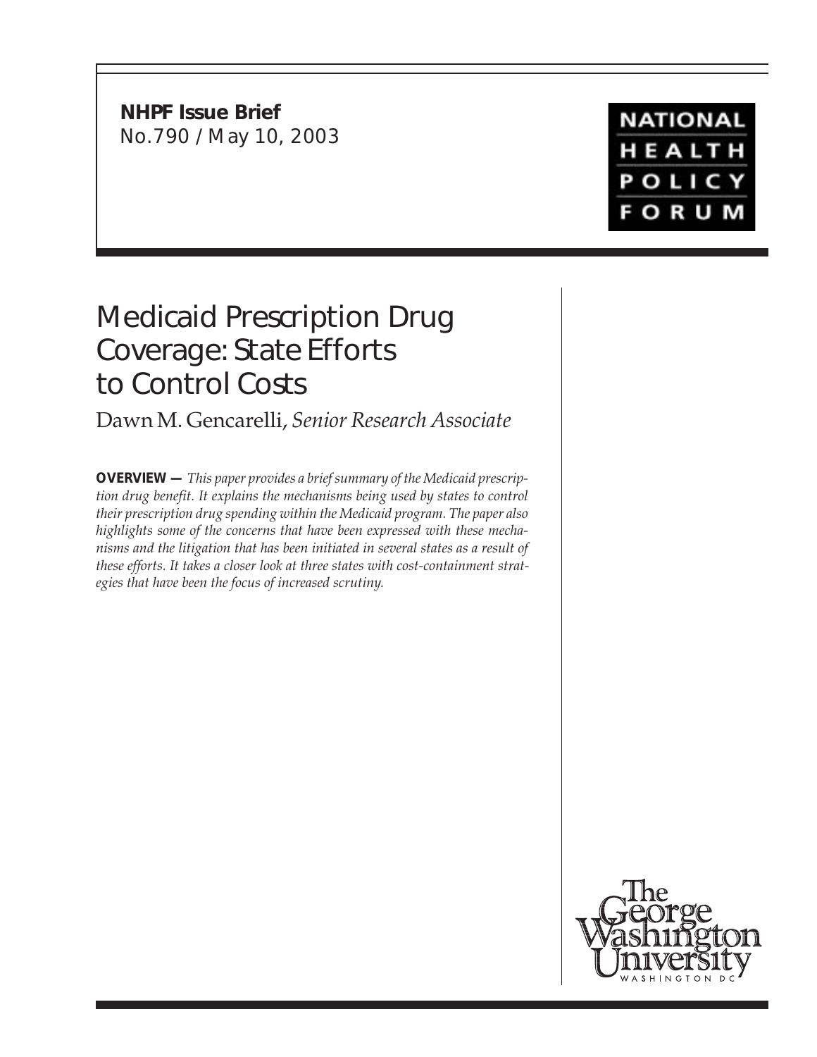**NHPF Issue Brief**
No.790 / May 10, 2003

NATIONAL HEALTH POLICY FORUM

# Medicaid Prescription Drug Coverage: State Efforts to Control Costs

Dawn M. Gencarelli, *Senior Research Associate*

**OVERVIEW —** *This paper provides a brief summary of the Medicaid prescription drug benefit. It explains the mechanisms being used by states to control their prescription drug spending within the Medicaid program. The paper also highlights some of the concerns that have been expressed with these mechanisms and the litigation that has been initiated in several states as a result of these efforts. It takes a closer look at three states with cost-containment strategies that have been the focus of increased scrutiny.*

The George Washington University
WASHINGTON DC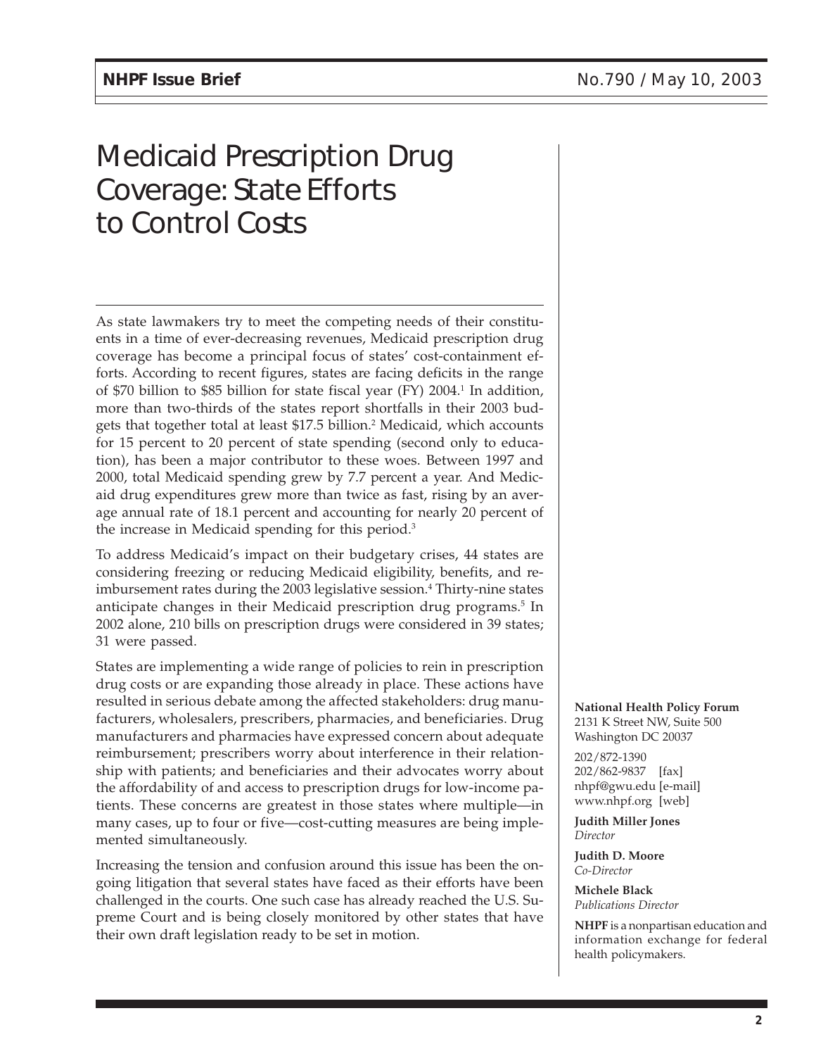# Medicaid Prescription Drug Coverage: State Efforts to Control Costs

As state lawmakers try to meet the competing needs of their constituents in a time of ever-decreasing revenues, Medicaid prescription drug coverage has become a principal focus of states' cost-containment efforts. According to recent figures, states are facing deficits in the range of \$70 billion to \$85 billion for state fiscal year (FY) 2004.[1] In addition, more than two-thirds of the states report shortfalls in their 2003 budgets that together total at least \$17.5 billion.[2] Medicaid, which accounts for 15 percent to 20 percent of state spending (second only to education), has been a major contributor to these woes. Between 1997 and 2000, total Medicaid spending grew by 7.7 percent a year. And Medicaid drug expenditures grew more than twice as fast, rising by an average annual rate of 18.1 percent and accounting for nearly 20 percent of the increase in Medicaid spending for this period.[3]

To address Medicaid's impact on their budgetary crises, 44 states are considering freezing or reducing Medicaid eligibility, benefits, and reimbursement rates during the 2003 legislative session.[4] Thirty-nine states anticipate changes in their Medicaid prescription drug programs.[5] In 2002 alone, 210 bills on prescription drugs were considered in 39 states; 31 were passed.

States are implementing a wide range of policies to rein in prescription drug costs or are expanding those already in place. These actions have resulted in serious debate among the affected stakeholders: drug manufacturers, wholesalers, prescribers, pharmacies, and beneficiaries. Drug manufacturers and pharmacies have expressed concern about adequate reimbursement; prescribers worry about interference in their relationship with patients; and beneficiaries and their advocates worry about the affordability of and access to prescription drugs for low-income patients. These concerns are greatest in those states where multiple—in many cases, up to four or five—cost-cutting measures are being implemented simultaneously.

Increasing the tension and confusion around this issue has been the ongoing litigation that several states have faced as their efforts have been challenged in the courts. One such case has already reached the U.S. Supreme Court and is being closely monitored by other states that have their own draft legislation ready to be set in motion.

**National Health Policy Forum**
2131 K Street NW, Suite 500
Washington DC 20037

202/872-1390
202/862-9837 [fax]
nhpf@gwu.edu [e-mail]
www.nhpf.org [web]

**Judith Miller Jones**
*Director*

**Judith D. Moore**
*Co-Director*

**Michele Black**
*Publications Director*

**NHPF** is a nonpartisan education and information exchange for federal health policymakers.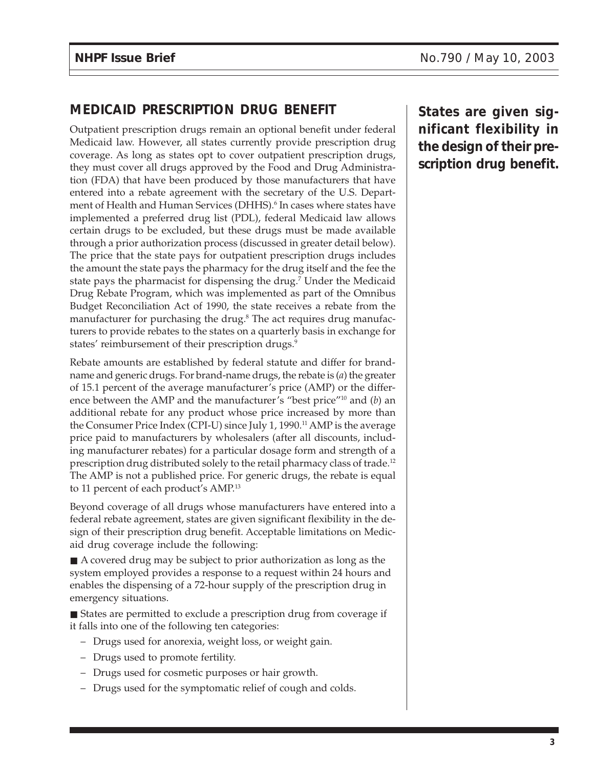## MEDICAID PRESCRIPTION DRUG BENEFIT

Outpatient prescription drugs remain an optional benefit under federal Medicaid law. However, all states currently provide prescription drug coverage. As long as states opt to cover outpatient prescription drugs, they must cover all drugs approved by the Food and Drug Administration (FDA) that have been produced by those manufacturers that have entered into a rebate agreement with the secretary of the U.S. Department of Health and Human Services (DHHS).[6] In cases where states have implemented a preferred drug list (PDL), federal Medicaid law allows certain drugs to be excluded, but these drugs must be made available through a prior authorization process (discussed in greater detail below). The price that the state pays for outpatient prescription drugs includes the amount the state pays the pharmacy for the drug itself and the fee the state pays the pharmacist for dispensing the drug.[7] Under the Medicaid Drug Rebate Program, which was implemented as part of the Omnibus Budget Reconciliation Act of 1990, the state receives a rebate from the manufacturer for purchasing the drug.[8] The act requires drug manufacturers to provide rebates to the states on a quarterly basis in exchange for states' reimbursement of their prescription drugs.[9]

**States are given significant flexibility in the design of their prescription drug benefit.**

Rebate amounts are established by federal statute and differ for brand-name and generic drugs. For brand-name drugs, the rebate is (*a*) the greater of 15.1 percent of the average manufacturer's price (AMP) or the difference between the AMP and the manufacturer's "best price"[10] and (*b*) an additional rebate for any product whose price increased by more than the Consumer Price Index (CPI-U) since July 1, 1990.[11] AMP is the average price paid to manufacturers by wholesalers (after all discounts, including manufacturer rebates) for a particular dosage form and strength of a prescription drug distributed solely to the retail pharmacy class of trade.[12] The AMP is not a published price. For generic drugs, the rebate is equal to 11 percent of each product's AMP.[13]

Beyond coverage of all drugs whose manufacturers have entered into a federal rebate agreement, states are given significant flexibility in the design of their prescription drug benefit. Acceptable limitations on Medicaid drug coverage include the following:

- A covered drug may be subject to prior authorization as long as the system employed provides a response to a request within 24 hours and enables the dispensing of a 72-hour supply of the prescription drug in emergency situations.
- States are permitted to exclude a prescription drug from coverage if it falls into one of the following ten categories:
  - Drugs used for anorexia, weight loss, or weight gain.
  - Drugs used to promote fertility.
  - Drugs used for cosmetic purposes or hair growth.
  - Drugs used for the symptomatic relief of cough and colds.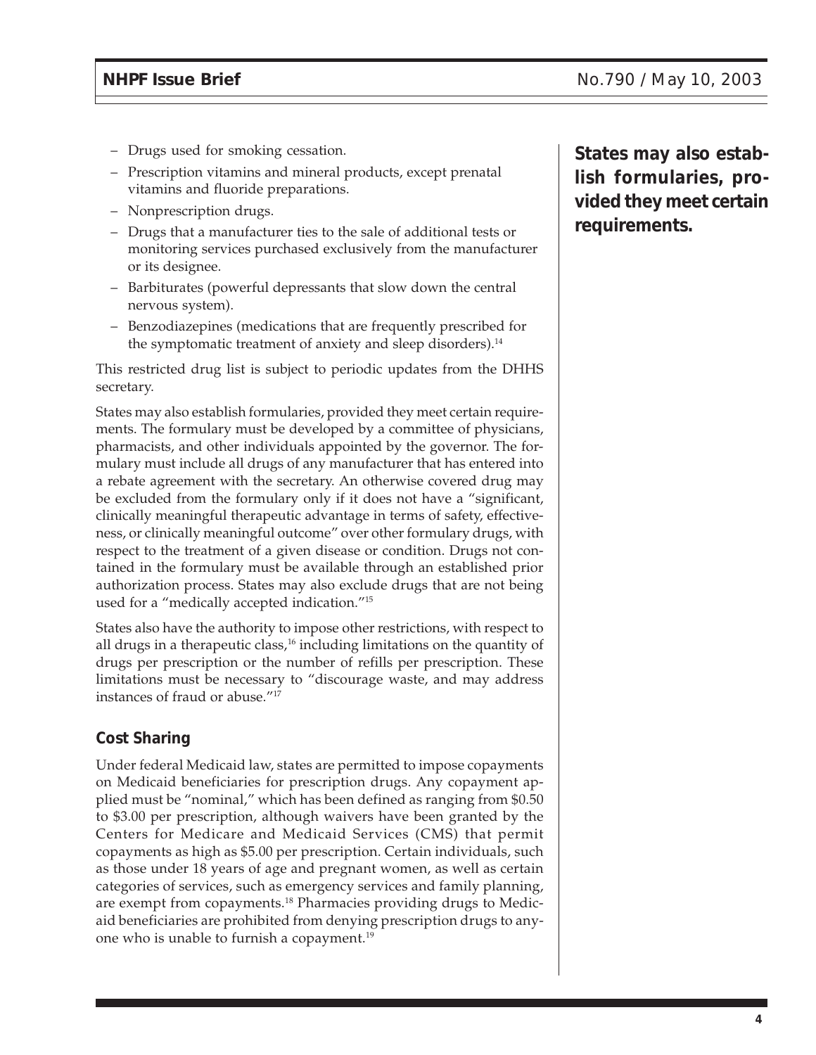- Drugs used for smoking cessation.
- Prescription vitamins and mineral products, except prenatal vitamins and fluoride preparations.
- Nonprescription drugs.
- Drugs that a manufacturer ties to the sale of additional tests or monitoring services purchased exclusively from the manufacturer or its designee.
- Barbiturates (powerful depressants that slow down the central nervous system).
- Benzodiazepines (medications that are frequently prescribed for the symptomatic treatment of anxiety and sleep disorders).[14]

This restricted drug list is subject to periodic updates from the DHHS secretary.

**States may also establish formularies, provided they meet certain requirements.**

States may also establish formularies, provided they meet certain requirements. The formulary must be developed by a committee of physicians, pharmacists, and other individuals appointed by the governor. The formulary must include all drugs of any manufacturer that has entered into a rebate agreement with the secretary. An otherwise covered drug may be excluded from the formulary only if it does not have a "significant, clinically meaningful therapeutic advantage in terms of safety, effectiveness, or clinically meaningful outcome" over other formulary drugs, with respect to the treatment of a given disease or condition. Drugs not contained in the formulary must be available through an established prior authorization process. States may also exclude drugs that are not being used for a "medically accepted indication."[15]

States also have the authority to impose other restrictions, with respect to all drugs in a therapeutic class,[16] including limitations on the quantity of drugs per prescription or the number of refills per prescription. These limitations must be necessary to "discourage waste, and may address instances of fraud or abuse."[17]

## Cost Sharing

Under federal Medicaid law, states are permitted to impose copayments on Medicaid beneficiaries for prescription drugs. Any copayment applied must be "nominal," which has been defined as ranging from $0.50 to $3.00 per prescription, although waivers have been granted by the Centers for Medicare and Medicaid Services (CMS) that permit copayments as high as $5.00 per prescription. Certain individuals, such as those under 18 years of age and pregnant women, as well as certain categories of services, such as emergency services and family planning, are exempt from copayments.[18] Pharmacies providing drugs to Medicaid beneficiaries are prohibited from denying prescription drugs to anyone who is unable to furnish a copayment.[19]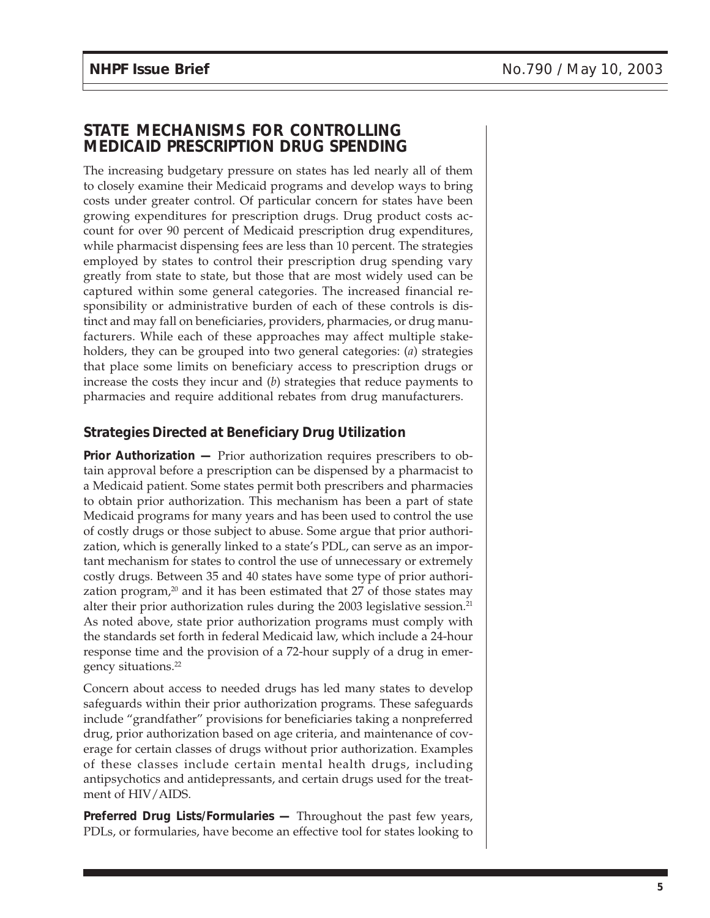## STATE MECHANISMS FOR CONTROLLING MEDICAID PRESCRIPTION DRUG SPENDING

The increasing budgetary pressure on states has led nearly all of them to closely examine their Medicaid programs and develop ways to bring costs under greater control. Of particular concern for states have been growing expenditures for prescription drugs. Drug product costs account for over 90 percent of Medicaid prescription drug expenditures, while pharmacist dispensing fees are less than 10 percent. The strategies employed by states to control their prescription drug spending vary greatly from state to state, but those that are most widely used can be captured within some general categories. The increased financial responsibility or administrative burden of each of these controls is distinct and may fall on beneficiaries, providers, pharmacies, or drug manufacturers. While each of these approaches may affect multiple stakeholders, they can be grouped into two general categories: (*a*) strategies that place some limits on beneficiary access to prescription drugs or increase the costs they incur and (*b*) strategies that reduce payments to pharmacies and require additional rebates from drug manufacturers.

### Strategies Directed at Beneficiary Drug Utilization

**Prior Authorization —** Prior authorization requires prescribers to obtain approval before a prescription can be dispensed by a pharmacist to a Medicaid patient. Some states permit both prescribers and pharmacies to obtain prior authorization. This mechanism has been a part of state Medicaid programs for many years and has been used to control the use of costly drugs or those subject to abuse. Some argue that prior authorization, which is generally linked to a state's PDL, can serve as an important mechanism for states to control the use of unnecessary or extremely costly drugs. Between 35 and 40 states have some type of prior authorization program,[20] and it has been estimated that 27 of those states may alter their prior authorization rules during the 2003 legislative session.[21] As noted above, state prior authorization programs must comply with the standards set forth in federal Medicaid law, which include a 24-hour response time and the provision of a 72-hour supply of a drug in emergency situations.[22]

Concern about access to needed drugs has led many states to develop safeguards within their prior authorization programs. These safeguards include "grandfather" provisions for beneficiaries taking a nonpreferred drug, prior authorization based on age criteria, and maintenance of coverage for certain classes of drugs without prior authorization. Examples of these classes include certain mental health drugs, including antipsychotics and antidepressants, and certain drugs used for the treatment of HIV/AIDS.

**Preferred Drug Lists/Formularies —** Throughout the past few years, PDLs, or formularies, have become an effective tool for states looking to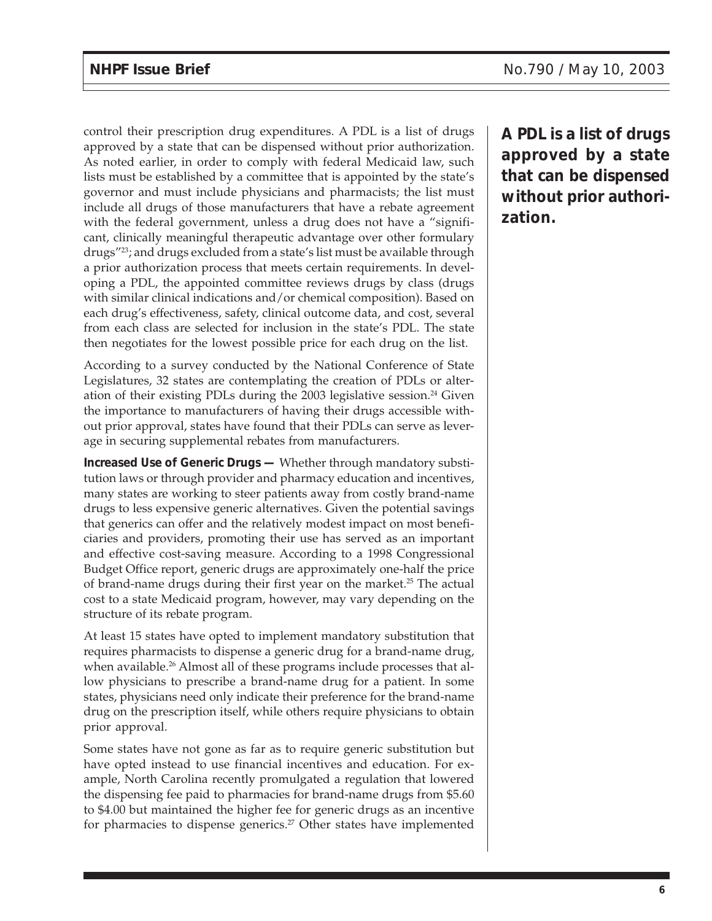control their prescription drug expenditures. A PDL is a list of drugs approved by a state that can be dispensed without prior authorization. As noted earlier, in order to comply with federal Medicaid law, such lists must be established by a committee that is appointed by the state's governor and must include physicians and pharmacists; the list must include all drugs of those manufacturers that have a rebate agreement with the federal government, unless a drug does not have a "significant, clinically meaningful therapeutic advantage over other formulary drugs"[23]; and drugs excluded from a state's list must be available through a prior authorization process that meets certain requirements. In developing a PDL, the appointed committee reviews drugs by class (drugs with similar clinical indications and/or chemical composition). Based on each drug's effectiveness, safety, clinical outcome data, and cost, several from each class are selected for inclusion in the state's PDL. The state then negotiates for the lowest possible price for each drug on the list.

**A PDL is a list of drugs approved by a state that can be dispensed without prior authorization.**

According to a survey conducted by the National Conference of State Legislatures, 32 states are contemplating the creation of PDLs or alteration of their existing PDLs during the 2003 legislative session.[24] Given the importance to manufacturers of having their drugs accessible without prior approval, states have found that their PDLs can serve as leverage in securing supplemental rebates from manufacturers.

**Increased Use of Generic Drugs —** Whether through mandatory substitution laws or through provider and pharmacy education and incentives, many states are working to steer patients away from costly brand-name drugs to less expensive generic alternatives. Given the potential savings that generics can offer and the relatively modest impact on most beneficiaries and providers, promoting their use has served as an important and effective cost-saving measure. According to a 1998 Congressional Budget Office report, generic drugs are approximately one-half the price of brand-name drugs during their first year on the market.[25] The actual cost to a state Medicaid program, however, may vary depending on the structure of its rebate program.

At least 15 states have opted to implement mandatory substitution that requires pharmacists to dispense a generic drug for a brand-name drug, when available.[26] Almost all of these programs include processes that allow physicians to prescribe a brand-name drug for a patient. In some states, physicians need only indicate their preference for the brand-name drug on the prescription itself, while others require physicians to obtain prior approval.

Some states have not gone as far as to require generic substitution but have opted instead to use financial incentives and education. For example, North Carolina recently promulgated a regulation that lowered the dispensing fee paid to pharmacies for brand-name drugs from $5.60 to $4.00 but maintained the higher fee for generic drugs as an incentive for pharmacies to dispense generics.[27] Other states have implemented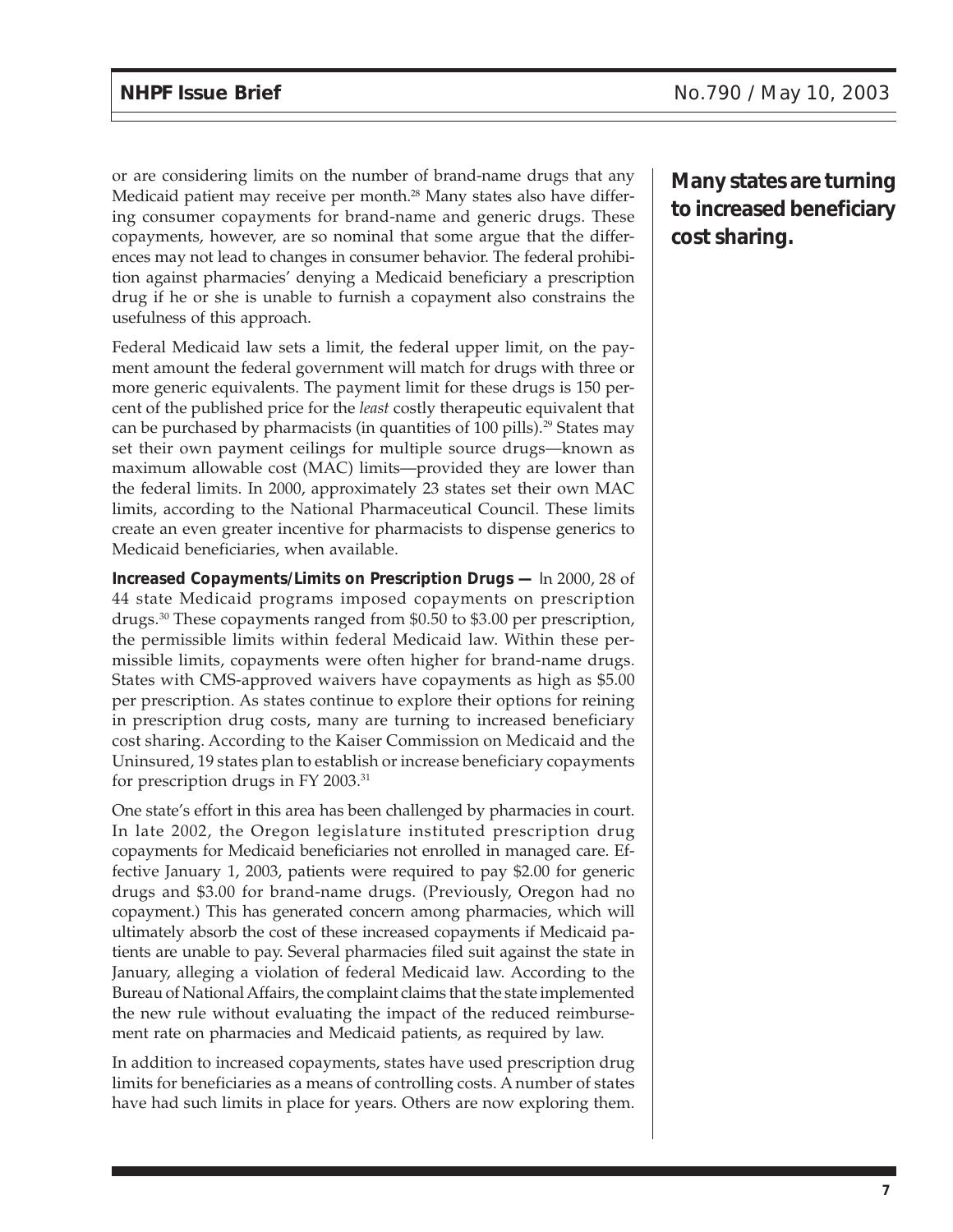or are considering limits on the number of brand-name drugs that any Medicaid patient may receive per month.[28] Many states also have differing consumer copayments for brand-name and generic drugs. These copayments, however, are so nominal that some argue that the differences may not lead to changes in consumer behavior. The federal prohibition against pharmacies' denying a Medicaid beneficiary a prescription drug if he or she is unable to furnish a copayment also constrains the usefulness of this approach.

Federal Medicaid law sets a limit, the federal upper limit, on the payment amount the federal government will match for drugs with three or more generic equivalents. The payment limit for these drugs is 150 percent of the published price for the *least* costly therapeutic equivalent that can be purchased by pharmacists (in quantities of 100 pills).[29] States may set their own payment ceilings for multiple source drugs—known as maximum allowable cost (MAC) limits—provided they are lower than the federal limits. In 2000, approximately 23 states set their own MAC limits, according to the National Pharmaceutical Council. These limits create an even greater incentive for pharmacists to dispense generics to Medicaid beneficiaries, when available.

**Many states are turning to increased beneficiary cost sharing.**

**Increased Copayments/Limits on Prescription Drugs —** In 2000, 28 of 44 state Medicaid programs imposed copayments on prescription drugs.[30] These copayments ranged from $0.50 to $3.00 per prescription, the permissible limits within federal Medicaid law. Within these permissible limits, copayments were often higher for brand-name drugs. States with CMS-approved waivers have copayments as high as $5.00 per prescription. As states continue to explore their options for reining in prescription drug costs, many are turning to increased beneficiary cost sharing. According to the Kaiser Commission on Medicaid and the Uninsured, 19 states plan to establish or increase beneficiary copayments for prescription drugs in FY 2003.[31]

One state's effort in this area has been challenged by pharmacies in court. In late 2002, the Oregon legislature instituted prescription drug copayments for Medicaid beneficiaries not enrolled in managed care. Effective January 1, 2003, patients were required to pay $2.00 for generic drugs and $3.00 for brand-name drugs. (Previously, Oregon had no copayment.) This has generated concern among pharmacies, which will ultimately absorb the cost of these increased copayments if Medicaid patients are unable to pay. Several pharmacies filed suit against the state in January, alleging a violation of federal Medicaid law. According to the Bureau of National Affairs, the complaint claims that the state implemented the new rule without evaluating the impact of the reduced reimbursement rate on pharmacies and Medicaid patients, as required by law.

In addition to increased copayments, states have used prescription drug limits for beneficiaries as a means of controlling costs. A number of states have had such limits in place for years. Others are now exploring them.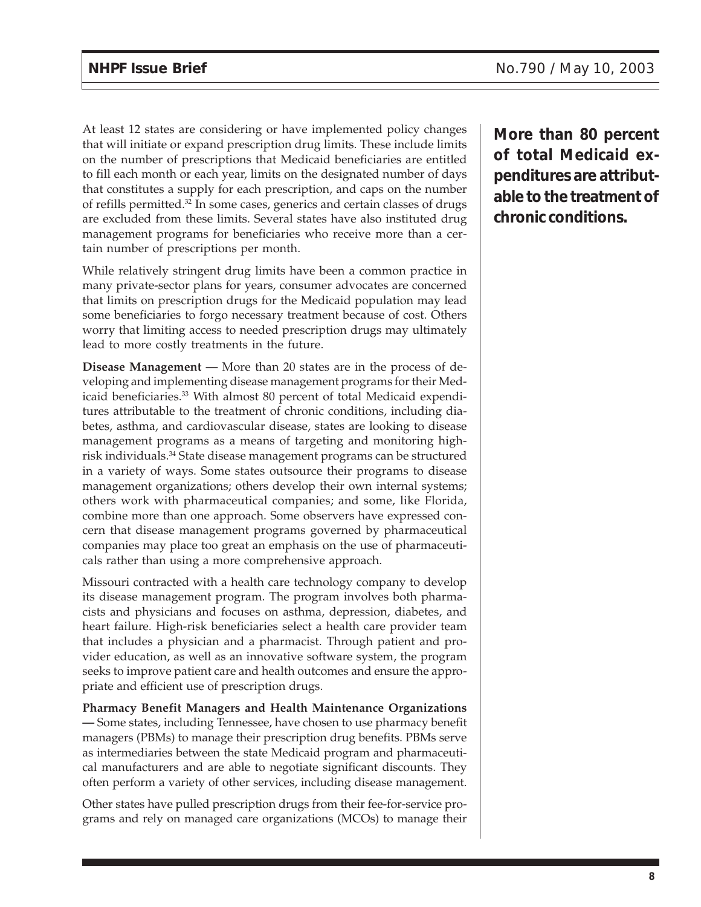At least 12 states are considering or have implemented policy changes that will initiate or expand prescription drug limits. These include limits on the number of prescriptions that Medicaid beneficiaries are entitled to fill each month or each year, limits on the designated number of days that constitutes a supply for each prescription, and caps on the number of refills permitted.[32] In some cases, generics and certain classes of drugs are excluded from these limits. Several states have also instituted drug management programs for beneficiaries who receive more than a certain number of prescriptions per month.

While relatively stringent drug limits have been a common practice in many private-sector plans for years, consumer advocates are concerned that limits on prescription drugs for the Medicaid population may lead some beneficiaries to forgo necessary treatment because of cost. Others worry that limiting access to needed prescription drugs may ultimately lead to more costly treatments in the future.

**Disease Management —** More than 20 states are in the process of developing and implementing disease management programs for their Medicaid beneficiaries.[33] With almost 80 percent of total Medicaid expenditures attributable to the treatment of chronic conditions, including diabetes, asthma, and cardiovascular disease, states are looking to disease management programs as a means of targeting and monitoring high-risk individuals.[34] State disease management programs can be structured in a variety of ways. Some states outsource their programs to disease management organizations; others develop their own internal systems; others work with pharmaceutical companies; and some, like Florida, combine more than one approach. Some observers have expressed concern that disease management programs governed by pharmaceutical companies may place too great an emphasis on the use of pharmaceuticals rather than using a more comprehensive approach.

**More than 80 percent of total Medicaid expenditures are attributable to the treatment of chronic conditions.**

Missouri contracted with a health care technology company to develop its disease management program. The program involves both pharmacists and physicians and focuses on asthma, depression, diabetes, and heart failure. High-risk beneficiaries select a health care provider team that includes a physician and a pharmacist. Through patient and provider education, as well as an innovative software system, the program seeks to improve patient care and health outcomes and ensure the appropriate and efficient use of prescription drugs.

**Pharmacy Benefit Managers and Health Maintenance Organizations —** Some states, including Tennessee, have chosen to use pharmacy benefit managers (PBMs) to manage their prescription drug benefits. PBMs serve as intermediaries between the state Medicaid program and pharmaceutical manufacturers and are able to negotiate significant discounts. They often perform a variety of other services, including disease management.

Other states have pulled prescription drugs from their fee-for-service programs and rely on managed care organizations (MCOs) to manage their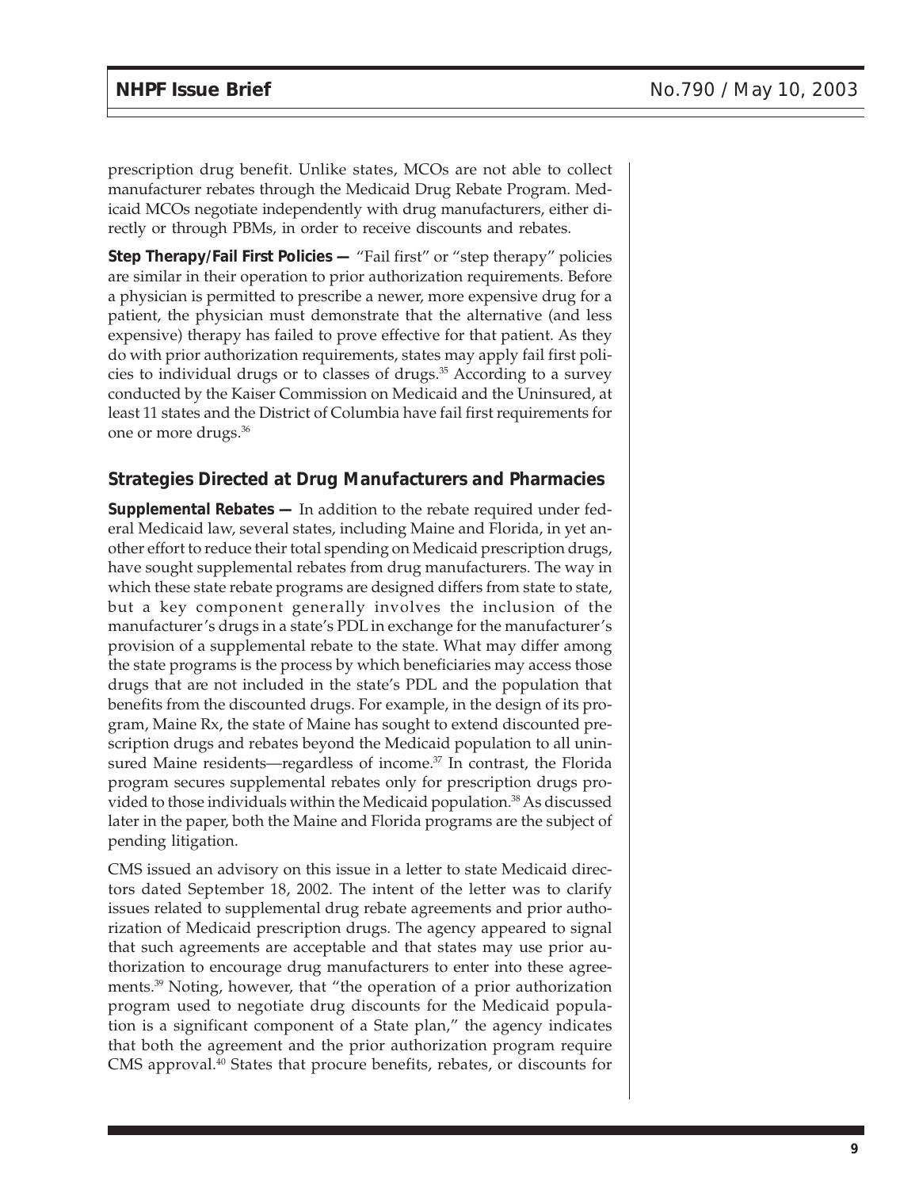prescription drug benefit. Unlike states, MCOs are not able to collect manufacturer rebates through the Medicaid Drug Rebate Program. Medicaid MCOs negotiate independently with drug manufacturers, either directly or through PBMs, in order to receive discounts and rebates.

**Step Therapy/Fail First Policies —** "Fail first" or "step therapy" policies are similar in their operation to prior authorization requirements. Before a physician is permitted to prescribe a newer, more expensive drug for a patient, the physician must demonstrate that the alternative (and less expensive) therapy has failed to prove effective for that patient. As they do with prior authorization requirements, states may apply fail first policies to individual drugs or to classes of drugs.[35] According to a survey conducted by the Kaiser Commission on Medicaid and the Uninsured, at least 11 states and the District of Columbia have fail first requirements for one or more drugs.[36]

## Strategies Directed at Drug Manufacturers and Pharmacies

**Supplemental Rebates —** In addition to the rebate required under federal Medicaid law, several states, including Maine and Florida, in yet another effort to reduce their total spending on Medicaid prescription drugs, have sought supplemental rebates from drug manufacturers. The way in which these state rebate programs are designed differs from state to state, but a key component generally involves the inclusion of the manufacturer's drugs in a state's PDL in exchange for the manufacturer's provision of a supplemental rebate to the state. What may differ among the state programs is the process by which beneficiaries may access those drugs that are not included in the state's PDL and the population that benefits from the discounted drugs. For example, in the design of its program, Maine Rx, the state of Maine has sought to extend discounted prescription drugs and rebates beyond the Medicaid population to all uninsured Maine residents—regardless of income.[37] In contrast, the Florida program secures supplemental rebates only for prescription drugs provided to those individuals within the Medicaid population.[38] As discussed later in the paper, both the Maine and Florida programs are the subject of pending litigation.

CMS issued an advisory on this issue in a letter to state Medicaid directors dated September 18, 2002. The intent of the letter was to clarify issues related to supplemental drug rebate agreements and prior authorization of Medicaid prescription drugs. The agency appeared to signal that such agreements are acceptable and that states may use prior authorization to encourage drug manufacturers to enter into these agreements.[39] Noting, however, that "the operation of a prior authorization program used to negotiate drug discounts for the Medicaid population is a significant component of a State plan," the agency indicates that both the agreement and the prior authorization program require CMS approval.[40] States that procure benefits, rebates, or discounts for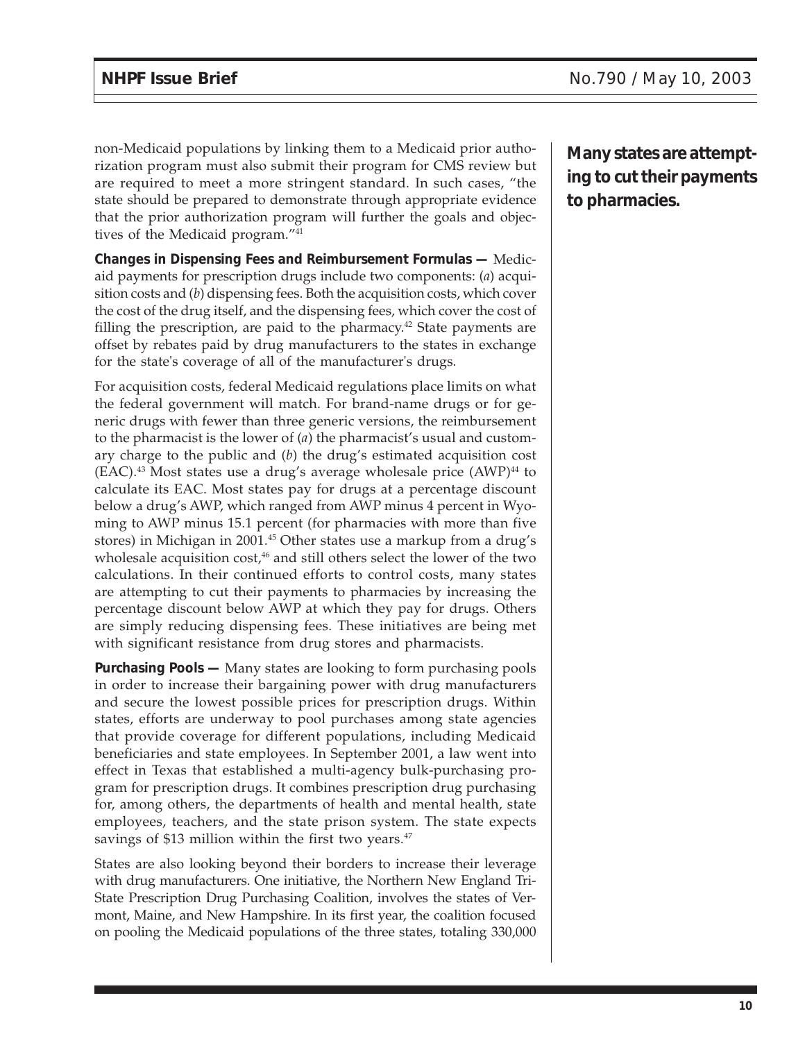non-Medicaid populations by linking them to a Medicaid prior authorization program must also submit their program for CMS review but are required to meet a more stringent standard. In such cases, "the state should be prepared to demonstrate through appropriate evidence that the prior authorization program will further the goals and objectives of the Medicaid program."[41]

**Many states are attempting to cut their payments to pharmacies.**

**Changes in Dispensing Fees and Reimbursement Formulas —** Medicaid payments for prescription drugs include two components: (*a*) acquisition costs and (*b*) dispensing fees. Both the acquisition costs, which cover the cost of the drug itself, and the dispensing fees, which cover the cost of filling the prescription, are paid to the pharmacy.[42] State payments are offset by rebates paid by drug manufacturers to the states in exchange for the state's coverage of all of the manufacturer's drugs.

For acquisition costs, federal Medicaid regulations place limits on what the federal government will match. For brand-name drugs or for generic drugs with fewer than three generic versions, the reimbursement to the pharmacist is the lower of (*a*) the pharmacist's usual and customary charge to the public and (*b*) the drug's estimated acquisition cost (EAC).[43] Most states use a drug's average wholesale price (AWP)[44] to calculate its EAC. Most states pay for drugs at a percentage discount below a drug's AWP, which ranged from AWP minus 4 percent in Wyoming to AWP minus 15.1 percent (for pharmacies with more than five stores) in Michigan in 2001.[45] Other states use a markup from a drug's wholesale acquisition cost,[46] and still others select the lower of the two calculations. In their continued efforts to control costs, many states are attempting to cut their payments to pharmacies by increasing the percentage discount below AWP at which they pay for drugs. Others are simply reducing dispensing fees. These initiatives are being met with significant resistance from drug stores and pharmacists.

**Purchasing Pools —** Many states are looking to form purchasing pools in order to increase their bargaining power with drug manufacturers and secure the lowest possible prices for prescription drugs. Within states, efforts are underway to pool purchases among state agencies that provide coverage for different populations, including Medicaid beneficiaries and state employees. In September 2001, a law went into effect in Texas that established a multi-agency bulk-purchasing program for prescription drugs. It combines prescription drug purchasing for, among others, the departments of health and mental health, state employees, teachers, and the state prison system. The state expects savings of $13 million within the first two years.[47]

States are also looking beyond their borders to increase their leverage with drug manufacturers. One initiative, the Northern New England Tri-State Prescription Drug Purchasing Coalition, involves the states of Vermont, Maine, and New Hampshire. In its first year, the coalition focused on pooling the Medicaid populations of the three states, totaling 330,000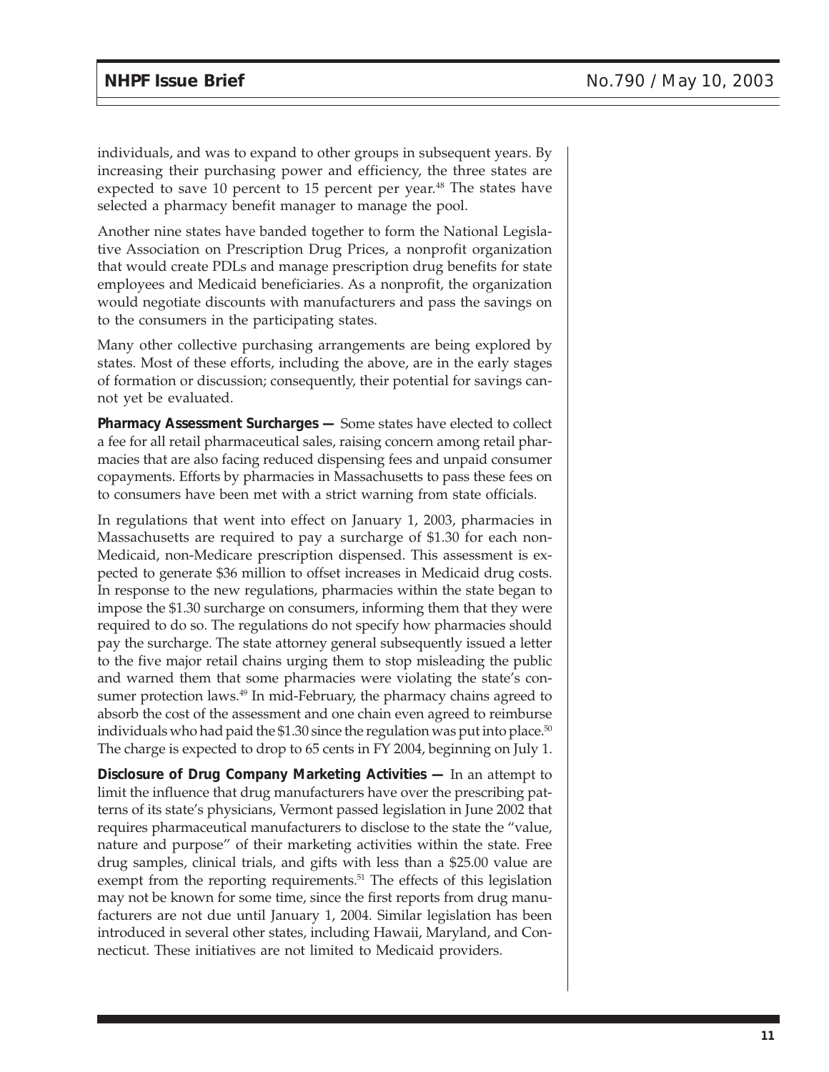individuals, and was to expand to other groups in subsequent years. By increasing their purchasing power and efficiency, the three states are expected to save 10 percent to 15 percent per year.[48] The states have selected a pharmacy benefit manager to manage the pool.

Another nine states have banded together to form the National Legislative Association on Prescription Drug Prices, a nonprofit organization that would create PDLs and manage prescription drug benefits for state employees and Medicaid beneficiaries. As a nonprofit, the organization would negotiate discounts with manufacturers and pass the savings on to the consumers in the participating states.

Many other collective purchasing arrangements are being explored by states. Most of these efforts, including the above, are in the early stages of formation or discussion; consequently, their potential for savings cannot yet be evaluated.

**Pharmacy Assessment Surcharges —** Some states have elected to collect a fee for all retail pharmaceutical sales, raising concern among retail pharmacies that are also facing reduced dispensing fees and unpaid consumer copayments. Efforts by pharmacies in Massachusetts to pass these fees on to consumers have been met with a strict warning from state officials.

In regulations that went into effect on January 1, 2003, pharmacies in Massachusetts are required to pay a surcharge of $1.30 for each non-Medicaid, non-Medicare prescription dispensed. This assessment is expected to generate $36 million to offset increases in Medicaid drug costs. In response to the new regulations, pharmacies within the state began to impose the $1.30 surcharge on consumers, informing them that they were required to do so. The regulations do not specify how pharmacies should pay the surcharge. The state attorney general subsequently issued a letter to the five major retail chains urging them to stop misleading the public and warned them that some pharmacies were violating the state's consumer protection laws.[49] In mid-February, the pharmacy chains agreed to absorb the cost of the assessment and one chain even agreed to reimburse individuals who had paid the $1.30 since the regulation was put into place.[50] The charge is expected to drop to 65 cents in FY 2004, beginning on July 1.

**Disclosure of Drug Company Marketing Activities —** In an attempt to limit the influence that drug manufacturers have over the prescribing patterns of its state's physicians, Vermont passed legislation in June 2002 that requires pharmaceutical manufacturers to disclose to the state the "value, nature and purpose" of their marketing activities within the state. Free drug samples, clinical trials, and gifts with less than a $25.00 value are exempt from the reporting requirements.[51] The effects of this legislation may not be known for some time, since the first reports from drug manufacturers are not due until January 1, 2004. Similar legislation has been introduced in several other states, including Hawaii, Maryland, and Connecticut. These initiatives are not limited to Medicaid providers.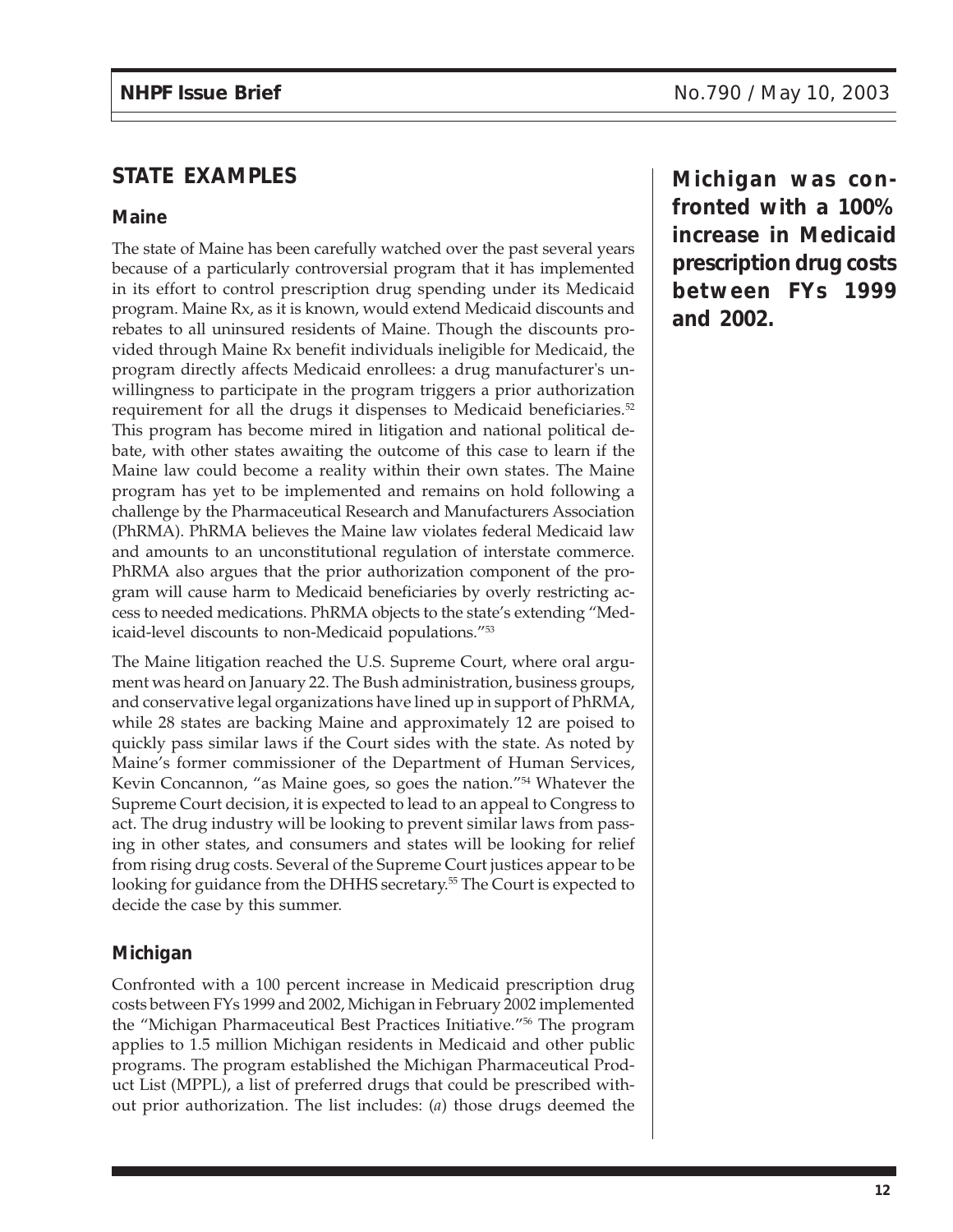## STATE EXAMPLES

### Maine

The state of Maine has been carefully watched over the past several years because of a particularly controversial program that it has implemented in its effort to control prescription drug spending under its Medicaid program. Maine Rx, as it is known, would extend Medicaid discounts and rebates to all uninsured residents of Maine. Though the discounts provided through Maine Rx benefit individuals ineligible for Medicaid, the program directly affects Medicaid enrollees: a drug manufacturer's unwillingness to participate in the program triggers a prior authorization requirement for all the drugs it dispenses to Medicaid beneficiaries.[52] This program has become mired in litigation and national political debate, with other states awaiting the outcome of this case to learn if the Maine law could become a reality within their own states. The Maine program has yet to be implemented and remains on hold following a challenge by the Pharmaceutical Research and Manufacturers Association (PhRMA). PhRMA believes the Maine law violates federal Medicaid law and amounts to an unconstitutional regulation of interstate commerce. PhRMA also argues that the prior authorization component of the program will cause harm to Medicaid beneficiaries by overly restricting access to needed medications. PhRMA objects to the state's extending "Medicaid-level discounts to non-Medicaid populations."[53]

The Maine litigation reached the U.S. Supreme Court, where oral argument was heard on January 22. The Bush administration, business groups, and conservative legal organizations have lined up in support of PhRMA, while 28 states are backing Maine and approximately 12 are poised to quickly pass similar laws if the Court sides with the state. As noted by Maine's former commissioner of the Department of Human Services, Kevin Concannon, "as Maine goes, so goes the nation."[54] Whatever the Supreme Court decision, it is expected to lead to an appeal to Congress to act. The drug industry will be looking to prevent similar laws from passing in other states, and consumers and states will be looking for relief from rising drug costs. Several of the Supreme Court justices appear to be looking for guidance from the DHHS secretary.[55] The Court is expected to decide the case by this summer.

### Michigan

Confronted with a 100 percent increase in Medicaid prescription drug costs between FYs 1999 and 2002, Michigan in February 2002 implemented the "Michigan Pharmaceutical Best Practices Initiative."[56] The program applies to 1.5 million Michigan residents in Medicaid and other public programs. The program established the Michigan Pharmaceutical Product List (MPPL), a list of preferred drugs that could be prescribed without prior authorization. The list includes: (*a*) those drugs deemed the

**Michigan was confronted with a 100% increase in Medicaid prescription drug costs between FYs 1999 and 2002.**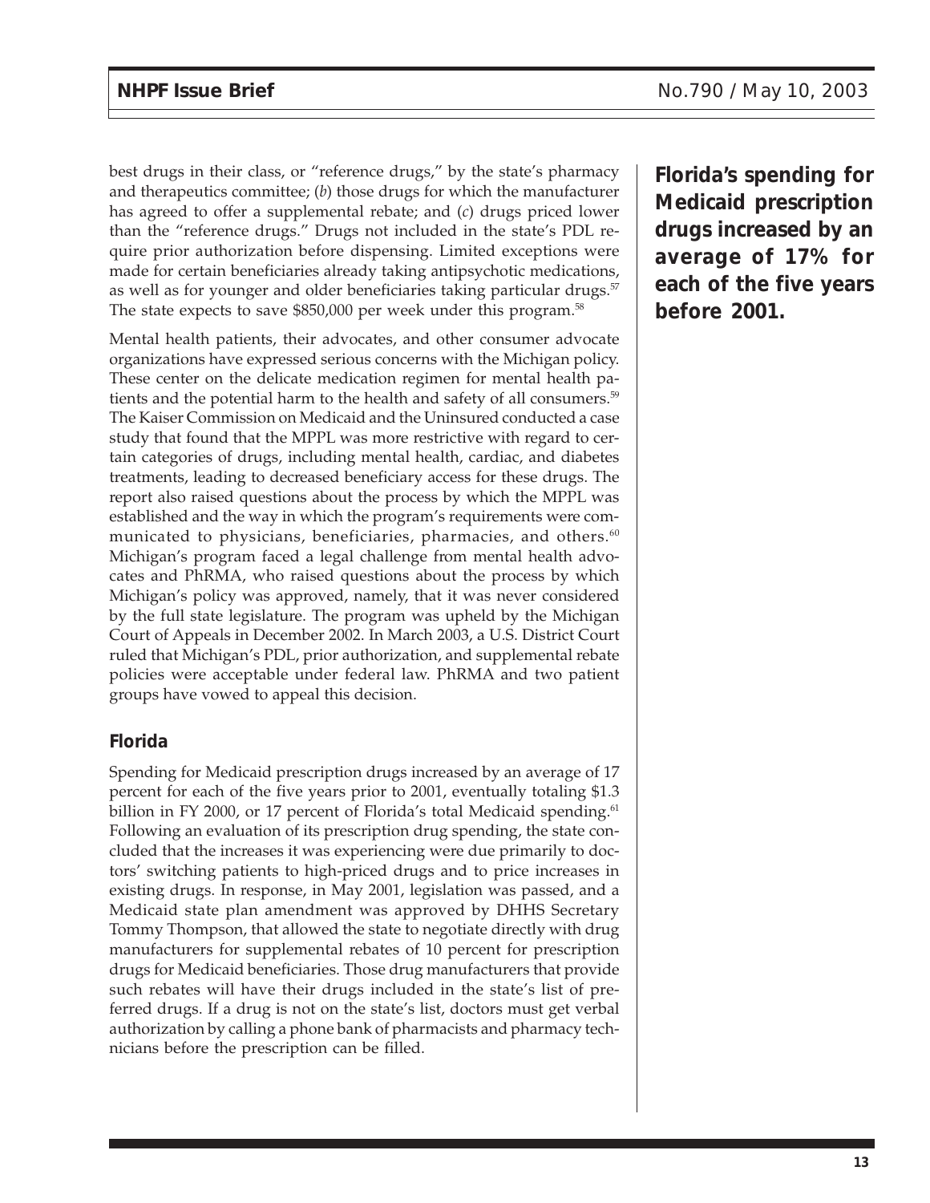best drugs in their class, or "reference drugs," by the state's pharmacy and therapeutics committee; (*b*) those drugs for which the manufacturer has agreed to offer a supplemental rebate; and (*c*) drugs priced lower than the "reference drugs." Drugs not included in the state's PDL require prior authorization before dispensing. Limited exceptions were made for certain beneficiaries already taking antipsychotic medications, as well as for younger and older beneficiaries taking particular drugs.[57] The state expects to save $850,000 per week under this program.[58]

Mental health patients, their advocates, and other consumer advocate organizations have expressed serious concerns with the Michigan policy. These center on the delicate medication regimen for mental health patients and the potential harm to the health and safety of all consumers.[59] The Kaiser Commission on Medicaid and the Uninsured conducted a case study that found that the MPPL was more restrictive with regard to certain categories of drugs, including mental health, cardiac, and diabetes treatments, leading to decreased beneficiary access for these drugs. The report also raised questions about the process by which the MPPL was established and the way in which the program's requirements were communicated to physicians, beneficiaries, pharmacies, and others.[60] Michigan's program faced a legal challenge from mental health advocates and PhRMA, who raised questions about the process by which Michigan's policy was approved, namely, that it was never considered by the full state legislature. The program was upheld by the Michigan Court of Appeals in December 2002. In March 2003, a U.S. District Court ruled that Michigan's PDL, prior authorization, and supplemental rebate policies were acceptable under federal law. PhRMA and two patient groups have vowed to appeal this decision.

### Florida

Spending for Medicaid prescription drugs increased by an average of 17 percent for each of the five years prior to 2001, eventually totaling $1.3 billion in FY 2000, or 17 percent of Florida's total Medicaid spending.[61] Following an evaluation of its prescription drug spending, the state concluded that the increases it was experiencing were due primarily to doctors' switching patients to high-priced drugs and to price increases in existing drugs. In response, in May 2001, legislation was passed, and a Medicaid state plan amendment was approved by DHHS Secretary Tommy Thompson, that allowed the state to negotiate directly with drug manufacturers for supplemental rebates of 10 percent for prescription drugs for Medicaid beneficiaries. Those drug manufacturers that provide such rebates will have their drugs included in the state's list of preferred drugs. If a drug is not on the state's list, doctors must get verbal authorization by calling a phone bank of pharmacists and pharmacy technicians before the prescription can be filled.

**Florida's spending for Medicaid prescription drugs increased by an average of 17% for each of the five years before 2001.**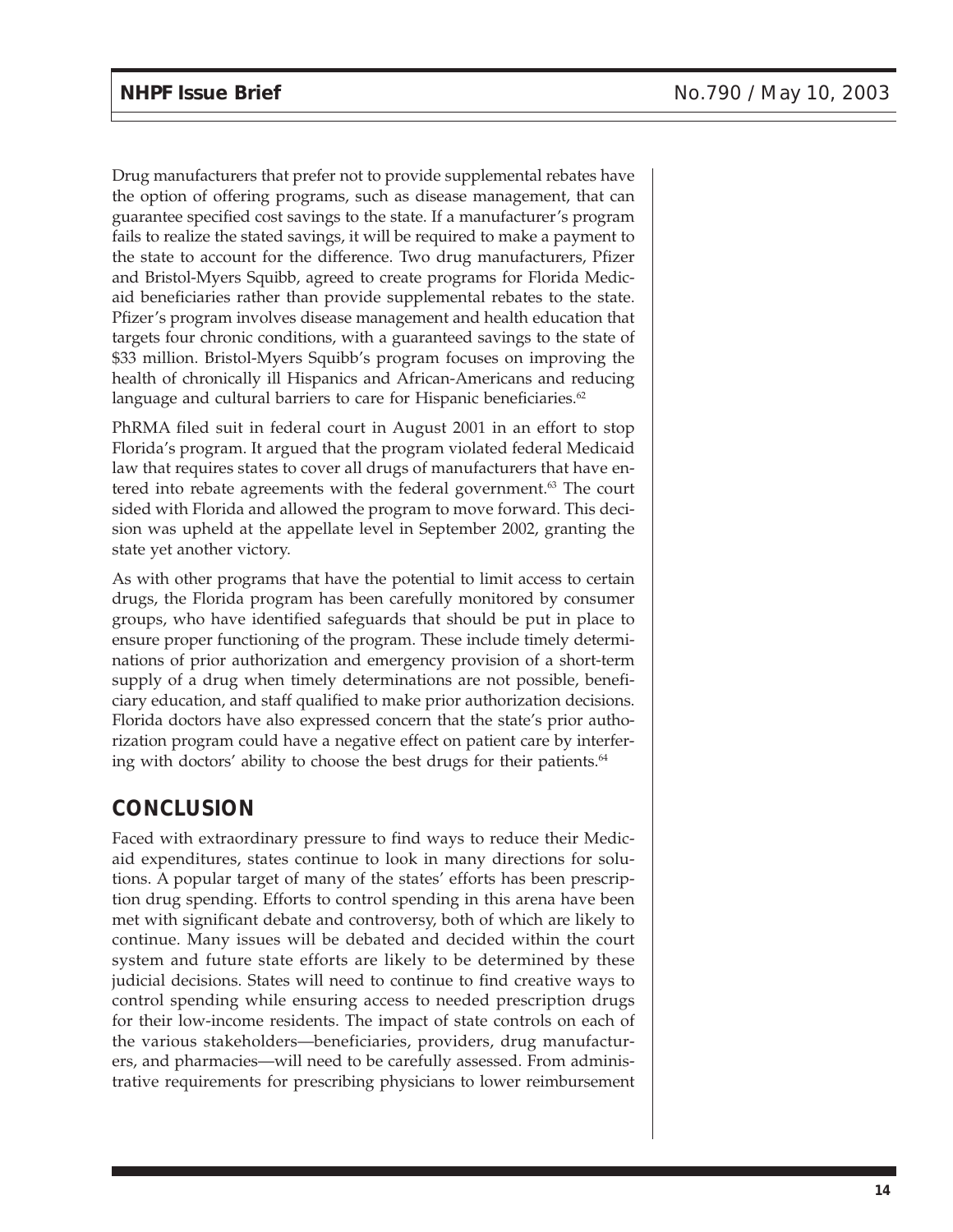Drug manufacturers that prefer not to provide supplemental rebates have the option of offering programs, such as disease management, that can guarantee specified cost savings to the state. If a manufacturer's program fails to realize the stated savings, it will be required to make a payment to the state to account for the difference. Two drug manufacturers, Pfizer and Bristol-Myers Squibb, agreed to create programs for Florida Medicaid beneficiaries rather than provide supplemental rebates to the state. Pfizer's program involves disease management and health education that targets four chronic conditions, with a guaranteed savings to the state of $33 million. Bristol-Myers Squibb's program focuses on improving the health of chronically ill Hispanics and African-Americans and reducing language and cultural barriers to care for Hispanic beneficiaries.[62]

PhRMA filed suit in federal court in August 2001 in an effort to stop Florida's program. It argued that the program violated federal Medicaid law that requires states to cover all drugs of manufacturers that have entered into rebate agreements with the federal government.[63] The court sided with Florida and allowed the program to move forward. This decision was upheld at the appellate level in September 2002, granting the state yet another victory.

As with other programs that have the potential to limit access to certain drugs, the Florida program has been carefully monitored by consumer groups, who have identified safeguards that should be put in place to ensure proper functioning of the program. These include timely determinations of prior authorization and emergency provision of a short-term supply of a drug when timely determinations are not possible, beneficiary education, and staff qualified to make prior authorization decisions. Florida doctors have also expressed concern that the state's prior authorization program could have a negative effect on patient care by interfering with doctors' ability to choose the best drugs for their patients.[64]

## CONCLUSION

Faced with extraordinary pressure to find ways to reduce their Medicaid expenditures, states continue to look in many directions for solutions. A popular target of many of the states' efforts has been prescription drug spending. Efforts to control spending in this arena have been met with significant debate and controversy, both of which are likely to continue. Many issues will be debated and decided within the court system and future state efforts are likely to be determined by these judicial decisions. States will need to continue to find creative ways to control spending while ensuring access to needed prescription drugs for their low-income residents. The impact of state controls on each of the various stakeholders—beneficiaries, providers, drug manufacturers, and pharmacies—will need to be carefully assessed. From administrative requirements for prescribing physicians to lower reimbursement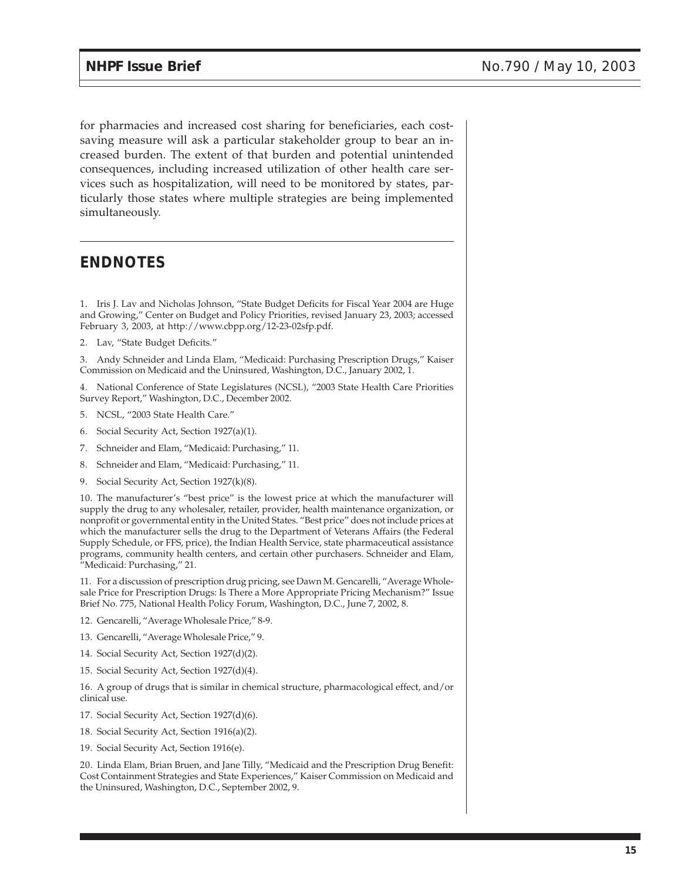for pharmacies and increased cost sharing for beneficiaries, each cost-saving measure will ask a particular stakeholder group to bear an increased burden. The extent of that burden and potential unintended consequences, including increased utilization of other health care services such as hospitalization, will need to be monitored by states, particularly those states where multiple strategies are being implemented simultaneously.

## ENDNOTES

1. Iris J. Lav and Nicholas Johnson, "State Budget Deficits for Fiscal Year 2004 are Huge and Growing," Center on Budget and Policy Priorities, revised January 23, 2003; accessed February 3, 2003, at http://www.cbpp.org/12-23-02sfp.pdf.

2. Lav, "State Budget Deficits."

3. Andy Schneider and Linda Elam, "Medicaid: Purchasing Prescription Drugs," Kaiser Commission on Medicaid and the Uninsured, Washington, D.C., January 2002, 1.

4. National Conference of State Legislatures (NCSL), "2003 State Health Care Priorities Survey Report," Washington, D.C., December 2002.

5. NCSL, "2003 State Health Care."

6. Social Security Act, Section 1927(a)(1).

7. Schneider and Elam, "Medicaid: Purchasing," 11.

8. Schneider and Elam, "Medicaid: Purchasing," 11.

9. Social Security Act, Section 1927(k)(8).

10. The manufacturer's "best price" is the lowest price at which the manufacturer will supply the drug to any wholesaler, retailer, provider, health maintenance organization, or nonprofit or governmental entity in the United States. "Best price" does not include prices at which the manufacturer sells the drug to the Department of Veterans Affairs (the Federal Supply Schedule, or FFS, price), the Indian Health Service, state pharmaceutical assistance programs, community health centers, and certain other purchasers. Schneider and Elam, "Medicaid: Purchasing," 21.

11. For a discussion of prescription drug pricing, see Dawn M. Gencarelli, "Average Wholesale Price for Prescription Drugs: Is There a More Appropriate Pricing Mechanism?" Issue Brief No. 775, National Health Policy Forum, Washington, D.C., June 7, 2002, 8.

12. Gencarelli, "Average Wholesale Price," 8-9.

13. Gencarelli, "Average Wholesale Price," 9.

14. Social Security Act, Section 1927(d)(2).

15. Social Security Act, Section 1927(d)(4).

16. A group of drugs that is similar in chemical structure, pharmacological effect, and/or clinical use.

17. Social Security Act, Section 1927(d)(6).

18. Social Security Act, Section 1916(a)(2).

19. Social Security Act, Section 1916(e).

20. Linda Elam, Brian Bruen, and Jane Tilly, "Medicaid and the Prescription Drug Benefit: Cost Containment Strategies and State Experiences," Kaiser Commission on Medicaid and the Uninsured, Washington, D.C., September 2002, 9.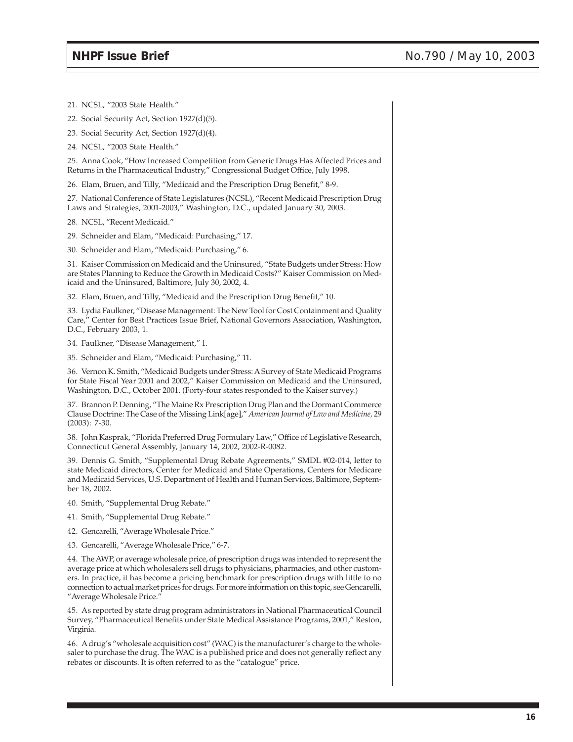21. NCSL, "2003 State Health."

22. Social Security Act, Section 1927(d)(5).

23. Social Security Act, Section 1927(d)(4).

24. NCSL, "2003 State Health."

25. Anna Cook, "How Increased Competition from Generic Drugs Has Affected Prices and Returns in the Pharmaceutical Industry," Congressional Budget Office, July 1998.

26. Elam, Bruen, and Tilly, "Medicaid and the Prescription Drug Benefit," 8-9.

27. National Conference of State Legislatures (NCSL), "Recent Medicaid Prescription Drug Laws and Strategies, 2001-2003," Washington, D.C., updated January 30, 2003.

28. NCSL, "Recent Medicaid."

29. Schneider and Elam, "Medicaid: Purchasing," 17.

30. Schneider and Elam, "Medicaid: Purchasing," 6.

31. Kaiser Commission on Medicaid and the Uninsured, "State Budgets under Stress: How are States Planning to Reduce the Growth in Medicaid Costs?" Kaiser Commission on Medicaid and the Uninsured, Baltimore, July 30, 2002, 4.

32. Elam, Bruen, and Tilly, "Medicaid and the Prescription Drug Benefit," 10.

33. Lydia Faulkner, "Disease Management: The New Tool for Cost Containment and Quality Care," Center for Best Practices Issue Brief, National Governors Association, Washington, D.C., February 2003, 1.

34. Faulkner, "Disease Management," 1.

35. Schneider and Elam, "Medicaid: Purchasing," 11.

36. Vernon K. Smith, "Medicaid Budgets under Stress: A Survey of State Medicaid Programs for State Fiscal Year 2001 and 2002," Kaiser Commission on Medicaid and the Uninsured, Washington, D.C., October 2001. (Forty-four states responded to the Kaiser survey.)

37. Brannon P. Denning, "The Maine Rx Prescription Drug Plan and the Dormant Commerce Clause Doctrine: The Case of the Missing Link[age]," *American Journal of Law and Medicine,* 29 (2003): 7-30.

38. John Kasprak, "Florida Preferred Drug Formulary Law," Office of Legislative Research, Connecticut General Assembly, January 14, 2002, 2002-R-0082.

39. Dennis G. Smith, "Supplemental Drug Rebate Agreements," SMDL #02-014, letter to state Medicaid directors, Center for Medicaid and State Operations, Centers for Medicare and Medicaid Services, U.S. Department of Health and Human Services, Baltimore, September 18, 2002.

40. Smith, "Supplemental Drug Rebate."

41. Smith, "Supplemental Drug Rebate."

42. Gencarelli, "Average Wholesale Price."

43. Gencarelli, "Average Wholesale Price," 6-7.

44. The AWP, or average wholesale price, of prescription drugs was intended to represent the average price at which wholesalers sell drugs to physicians, pharmacies, and other customers. In practice, it has become a pricing benchmark for prescription drugs with little to no connection to actual market prices for drugs. For more information on this topic, see Gencarelli, "Average Wholesale Price."

45. As reported by state drug program administrators in National Pharmaceutical Council Survey, "Pharmaceutical Benefits under State Medical Assistance Programs, 2001," Reston, Virginia.

46. A drug's "wholesale acquisition cost" (WAC) is the manufacturer's charge to the wholesaler to purchase the drug. The WAC is a published price and does not generally reflect any rebates or discounts. It is often referred to as the "catalogue" price.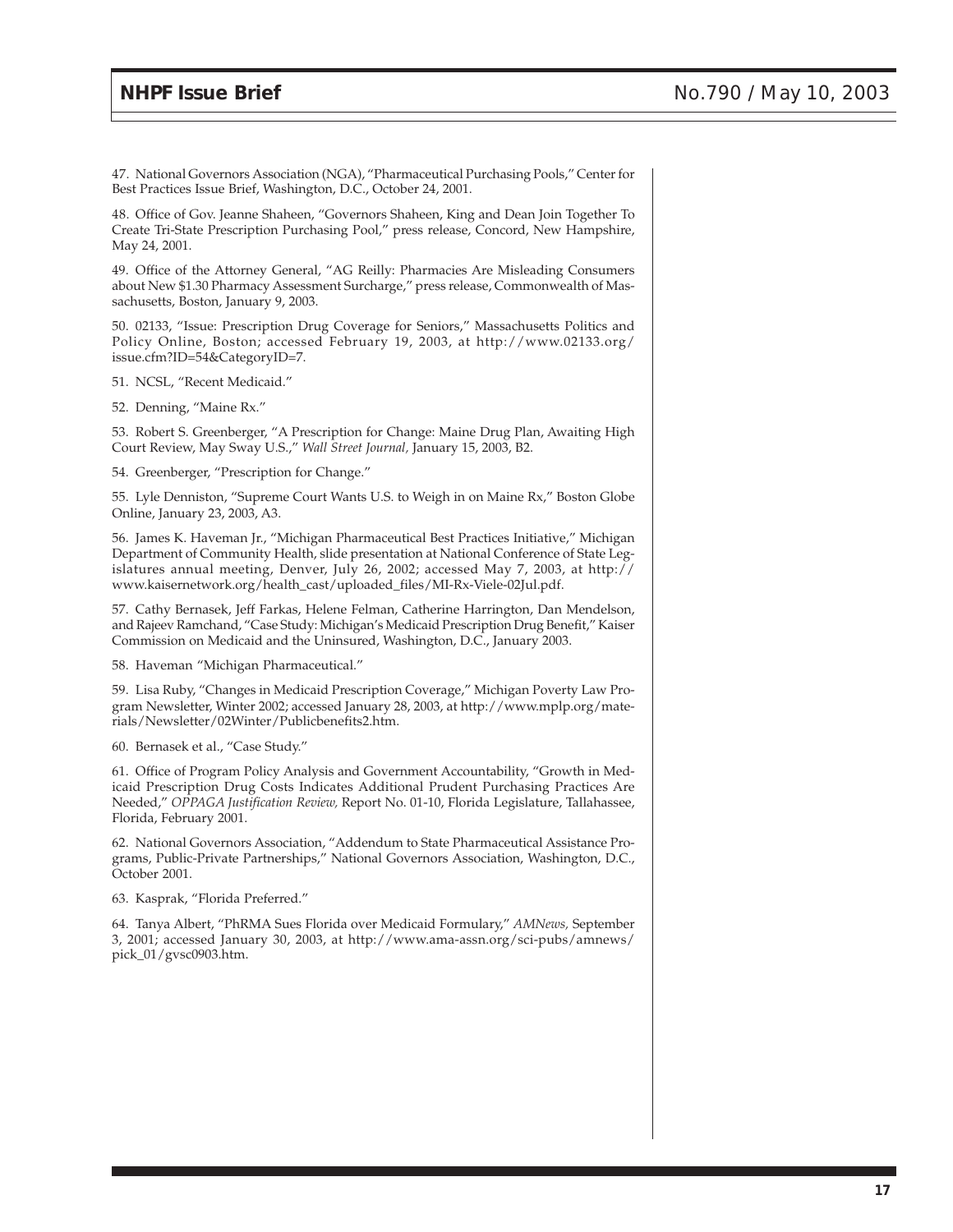47. National Governors Association (NGA), "Pharmaceutical Purchasing Pools," Center for Best Practices Issue Brief, Washington, D.C., October 24, 2001.

48. Office of Gov. Jeanne Shaheen, "Governors Shaheen, King and Dean Join Together To Create Tri-State Prescription Purchasing Pool," press release, Concord, New Hampshire, May 24, 2001.

49. Office of the Attorney General, "AG Reilly: Pharmacies Are Misleading Consumers about New $1.30 Pharmacy Assessment Surcharge," press release, Commonwealth of Massachusetts, Boston, January 9, 2003.

50. 02133, "Issue: Prescription Drug Coverage for Seniors," Massachusetts Politics and Policy Online, Boston; accessed February 19, 2003, at http://www.02133.org/issue.cfm?ID=54&CategoryID=7.

51. NCSL, "Recent Medicaid."

52. Denning, "Maine Rx."

53. Robert S. Greenberger, "A Prescription for Change: Maine Drug Plan, Awaiting High Court Review, May Sway U.S.," *Wall Street Journal,* January 15, 2003, B2.

54. Greenberger, "Prescription for Change."

55. Lyle Denniston, "Supreme Court Wants U.S. to Weigh in on Maine Rx," Boston Globe Online, January 23, 2003, A3.

56. James K. Haveman Jr., "Michigan Pharmaceutical Best Practices Initiative," Michigan Department of Community Health, slide presentation at National Conference of State Legislatures annual meeting, Denver, July 26, 2002; accessed May 7, 2003, at http://www.kaisernetwork.org/health_cast/uploaded_files/MI-Rx-Viele-02Jul.pdf.

57. Cathy Bernasek, Jeff Farkas, Helene Felman, Catherine Harrington, Dan Mendelson, and Rajeev Ramchand, "Case Study: Michigan's Medicaid Prescription Drug Benefit," Kaiser Commission on Medicaid and the Uninsured, Washington, D.C., January 2003.

58. Haveman "Michigan Pharmaceutical."

59. Lisa Ruby, "Changes in Medicaid Prescription Coverage," Michigan Poverty Law Program Newsletter, Winter 2002; accessed January 28, 2003, at http://www.mplp.org/materials/Newsletter/02Winter/Publicbenefits2.htm.

60. Bernasek et al., "Case Study."

61. Office of Program Policy Analysis and Government Accountability, "Growth in Medicaid Prescription Drug Costs Indicates Additional Prudent Purchasing Practices Are Needed," *OPPAGA Justification Review,* Report No. 01-10, Florida Legislature, Tallahassee, Florida, February 2001.

62. National Governors Association, "Addendum to State Pharmaceutical Assistance Programs, Public-Private Partnerships," National Governors Association, Washington, D.C., October 2001.

63. Kasprak, "Florida Preferred."

64. Tanya Albert, "PhRMA Sues Florida over Medicaid Formulary," *AMNews,* September 3, 2001; accessed January 30, 2003, at http://www.ama-assn.org/sci-pubs/amnews/pick_01/gvsc0903.htm.